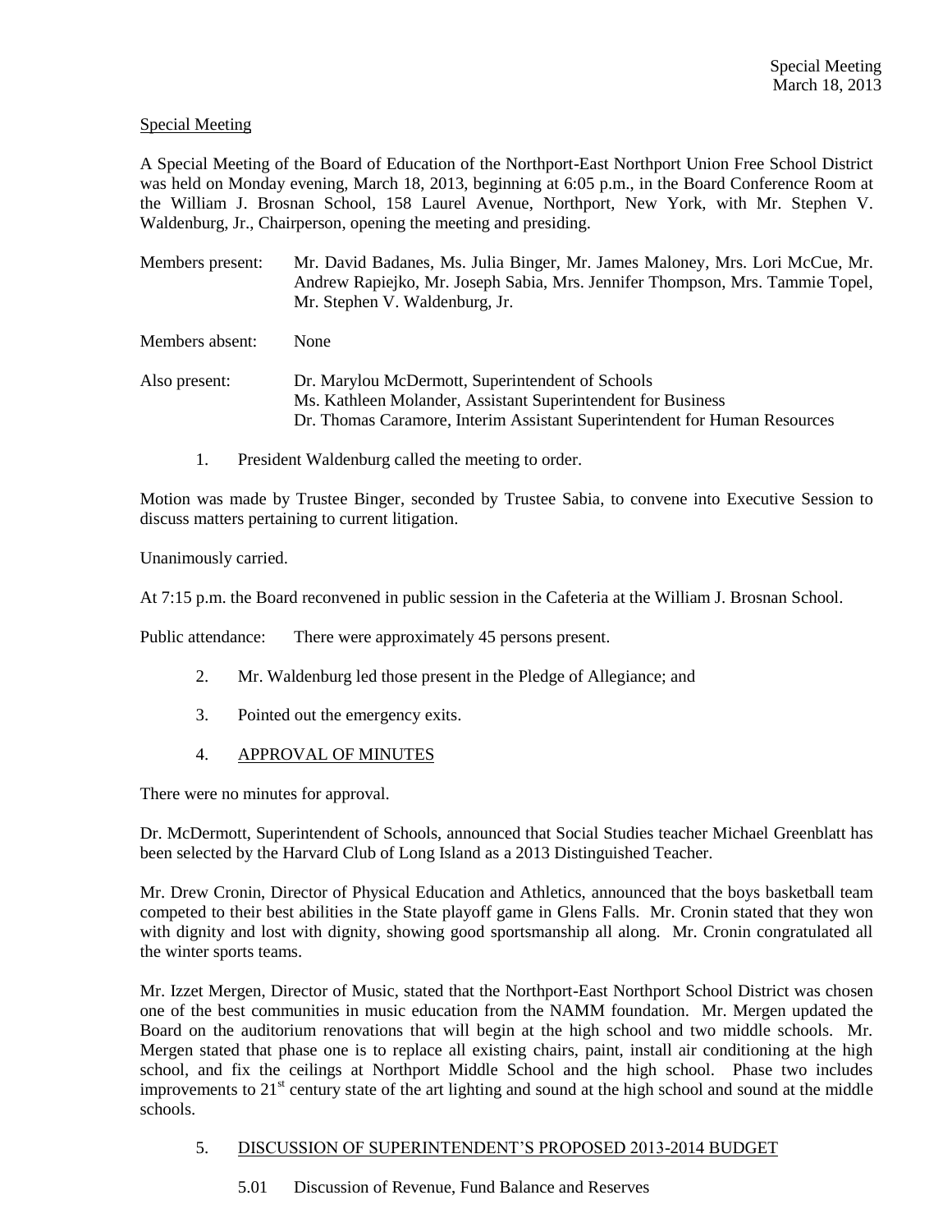Special Meeting

A Special Meeting of the Board of Education of the Northport-East Northport Union Free School District was held on Monday evening, March 18, 2013, beginning at 6:05 p.m., in the Board Conference Room at the William J. Brosnan School, 158 Laurel Avenue, Northport, New York, with Mr. Stephen V. Waldenburg, Jr., Chairperson, opening the meeting and presiding.

Members present: Mr. David Badanes, Ms. Julia Binger, Mr. James Maloney, Mrs. Lori McCue, Mr. Andrew Rapiejko, Mr. Joseph Sabia, Mrs. Jennifer Thompson, Mrs. Tammie Topel, Mr. Stephen V. Waldenburg, Jr.

Members absent: None

Also present: Dr. Marylou McDermott, Superintendent of Schools
Ms. Kathleen Molander, Assistant Superintendent for Business
Dr. Thomas Caramore, Interim Assistant Superintendent for Human Resources

1. President Waldenburg called the meeting to order.

Motion was made by Trustee Binger, seconded by Trustee Sabia, to convene into Executive Session to discuss matters pertaining to current litigation.

Unanimously carried.

At 7:15 p.m. the Board reconvened in public session in the Cafeteria at the William J. Brosnan School.

Public attendance: There were approximately 45 persons present.

2. Mr. Waldenburg led those present in the Pledge of Allegiance; and

3. Pointed out the emergency exits.

4. APPROVAL OF MINUTES

There were no minutes for approval.

Dr. McDermott, Superintendent of Schools, announced that Social Studies teacher Michael Greenblatt has been selected by the Harvard Club of Long Island as a 2013 Distinguished Teacher.

Mr. Drew Cronin, Director of Physical Education and Athletics, announced that the boys basketball team competed to their best abilities in the State playoff game in Glens Falls. Mr. Cronin stated that they won with dignity and lost with dignity, showing good sportsmanship all along. Mr. Cronin congratulated all the winter sports teams.

Mr. Izzet Mergen, Director of Music, stated that the Northport-East Northport School District was chosen one of the best communities in music education from the NAMM foundation. Mr. Mergen updated the Board on the auditorium renovations that will begin at the high school and two middle schools. Mr. Mergen stated that phase one is to replace all existing chairs, paint, install air conditioning at the high school, and fix the ceilings at Northport Middle School and the high school. Phase two includes improvements to 21st century state of the art lighting and sound at the high school and sound at the middle schools.

5. DISCUSSION OF SUPERINTENDENT'S PROPOSED 2013-2014 BUDGET

5.01 Discussion of Revenue, Fund Balance and Reserves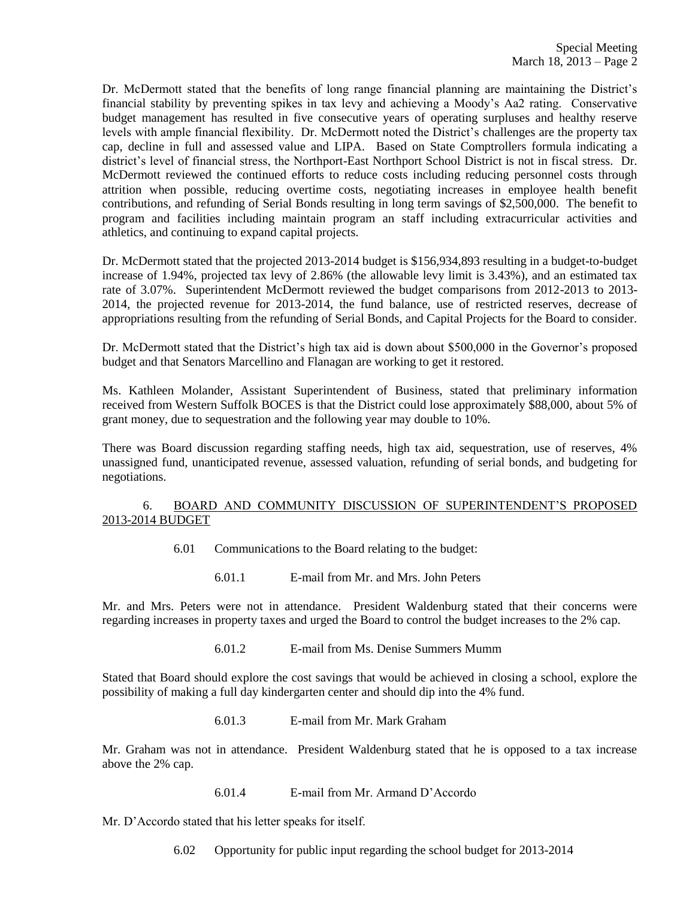Dr. McDermott stated that the benefits of long range financial planning are maintaining the District's financial stability by preventing spikes in tax levy and achieving a Moody's Aa2 rating. Conservative budget management has resulted in five consecutive years of operating surpluses and healthy reserve levels with ample financial flexibility. Dr. McDermott noted the District's challenges are the property tax cap, decline in full and assessed value and LIPA. Based on State Comptrollers formula indicating a district's level of financial stress, the Northport-East Northport School District is not in fiscal stress. Dr. McDermott reviewed the continued efforts to reduce costs including reducing personnel costs through attrition when possible, reducing overtime costs, negotiating increases in employee health benefit contributions, and refunding of Serial Bonds resulting in long term savings of $2,500,000. The benefit to program and facilities including maintain program an staff including extracurricular activities and athletics, and continuing to expand capital projects.

Dr. McDermott stated that the projected 2013-2014 budget is $156,934,893 resulting in a budget-to-budget increase of 1.94%, projected tax levy of 2.86% (the allowable levy limit is 3.43%), and an estimated tax rate of 3.07%. Superintendent McDermott reviewed the budget comparisons from 2012-2013 to 2013-2014, the projected revenue for 2013-2014, the fund balance, use of restricted reserves, decrease of appropriations resulting from the refunding of Serial Bonds, and Capital Projects for the Board to consider.

Dr. McDermott stated that the District's high tax aid is down about $500,000 in the Governor's proposed budget and that Senators Marcellino and Flanagan are working to get it restored.

Ms. Kathleen Molander, Assistant Superintendent of Business, stated that preliminary information received from Western Suffolk BOCES is that the District could lose approximately $88,000, about 5% of grant money, due to sequestration and the following year may double to 10%.

There was Board discussion regarding staffing needs, high tax aid, sequestration, use of reserves, 4% unassigned fund, unanticipated revenue, assessed valuation, refunding of serial bonds, and budgeting for negotiations.

6. BOARD AND COMMUNITY DISCUSSION OF SUPERINTENDENT'S PROPOSED 2013-2014 BUDGET

6.01 Communications to the Board relating to the budget:

6.01.1 E-mail from Mr. and Mrs. John Peters

Mr. and Mrs. Peters were not in attendance. President Waldenburg stated that their concerns were regarding increases in property taxes and urged the Board to control the budget increases to the 2% cap.

6.01.2 E-mail from Ms. Denise Summers Mumm

Stated that Board should explore the cost savings that would be achieved in closing a school, explore the possibility of making a full day kindergarten center and should dip into the 4% fund.

6.01.3 E-mail from Mr. Mark Graham

Mr. Graham was not in attendance. President Waldenburg stated that he is opposed to a tax increase above the 2% cap.

6.01.4 E-mail from Mr. Armand D'Accordo

Mr. D'Accordo stated that his letter speaks for itself.

6.02 Opportunity for public input regarding the school budget for 2013-2014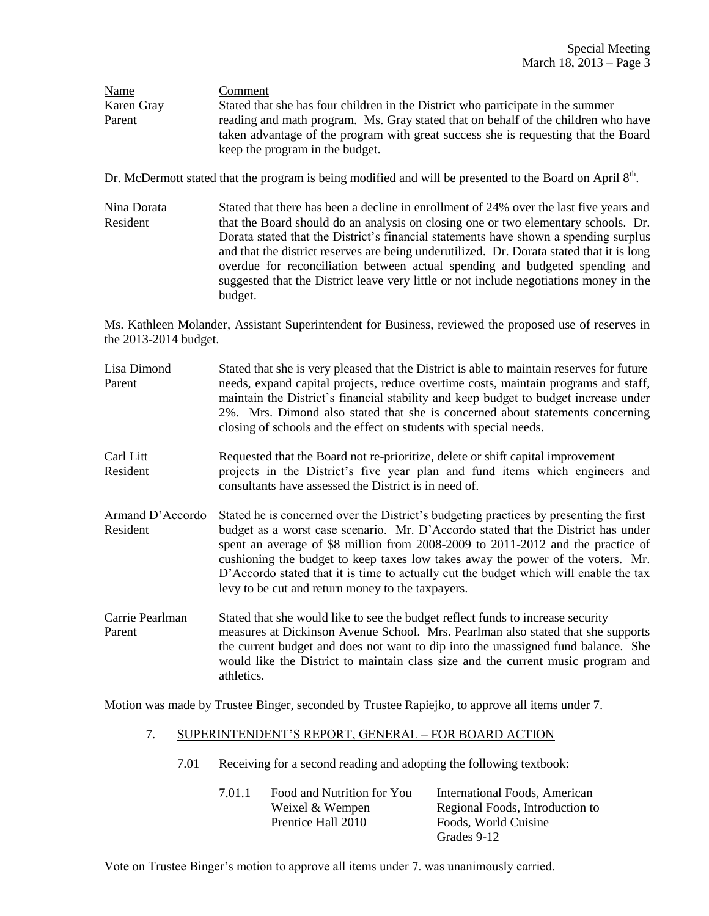| Name | Comment |
|---|---|
| Karen Gray<br>Parent | Stated that she has four children in the District who participate in the summer reading and math program. Ms. Gray stated that on behalf of the children who have taken advantage of the program with great success she is requesting that the Board keep the program in the budget. |

Dr. McDermott stated that the program is being modified and will be presented to the Board on April 8th.

| | |
|---|---|
| Nina Dorata<br>Resident | Stated that there has been a decline in enrollment of 24% over the last five years and that the Board should do an analysis on closing one or two elementary schools. Dr. Dorata stated that the District's financial statements have shown a spending surplus and that the district reserves are being underutilized. Dr. Dorata stated that it is long overdue for reconciliation between actual spending and budgeted spending and suggested that the District leave very little or not include negotiations money in the budget. |

Ms. Kathleen Molander, Assistant Superintendent for Business, reviewed the proposed use of reserves in the 2013-2014 budget.

| | |
|---|---|
| Lisa Dimond<br>Parent | Stated that she is very pleased that the District is able to maintain reserves for future needs, expand capital projects, reduce overtime costs, maintain programs and staff, maintain the District's financial stability and keep budget to budget increase under 2%. Mrs. Dimond also stated that she is concerned about statements concerning closing of schools and the effect on students with special needs. |
| Carl Litt<br>Resident | Requested that the Board not re-prioritize, delete or shift capital improvement projects in the District's five year plan and fund items which engineers and consultants have assessed the District is in need of. |
| Armand D'Accordo<br>Resident | Stated he is concerned over the District's budgeting practices by presenting the first budget as a worst case scenario. Mr. D'Accordo stated that the District has under spent an average of $8 million from 2008-2009 to 2011-2012 and the practice of cushioning the budget to keep taxes low takes away the power of the voters. Mr. D'Accordo stated that it is time to actually cut the budget which will enable the tax levy to be cut and return money to the taxpayers. |
| Carrie Pearlman<br>Parent | Stated that she would like to see the budget reflect funds to increase security measures at Dickinson Avenue School. Mrs. Pearlman also stated that she supports the current budget and does not want to dip into the unassigned fund balance. She would like the District to maintain class size and the current music program and athletics. |

Motion was made by Trustee Binger, seconded by Trustee Rapiejko, to approve all items under 7.

7. SUPERINTENDENT'S REPORT, GENERAL – FOR BOARD ACTION

7.01 Receiving for a second reading and adopting the following textbook:

| | | |
|---|---|---|
| 7.01.1 | Food and Nutrition for You<br>Weixel & Wempen<br>Prentice Hall 2010 | International Foods, American Regional Foods, Introduction to Foods, World Cuisine<br>Grades 9-12 |

Vote on Trustee Binger's motion to approve all items under 7. was unanimously carried.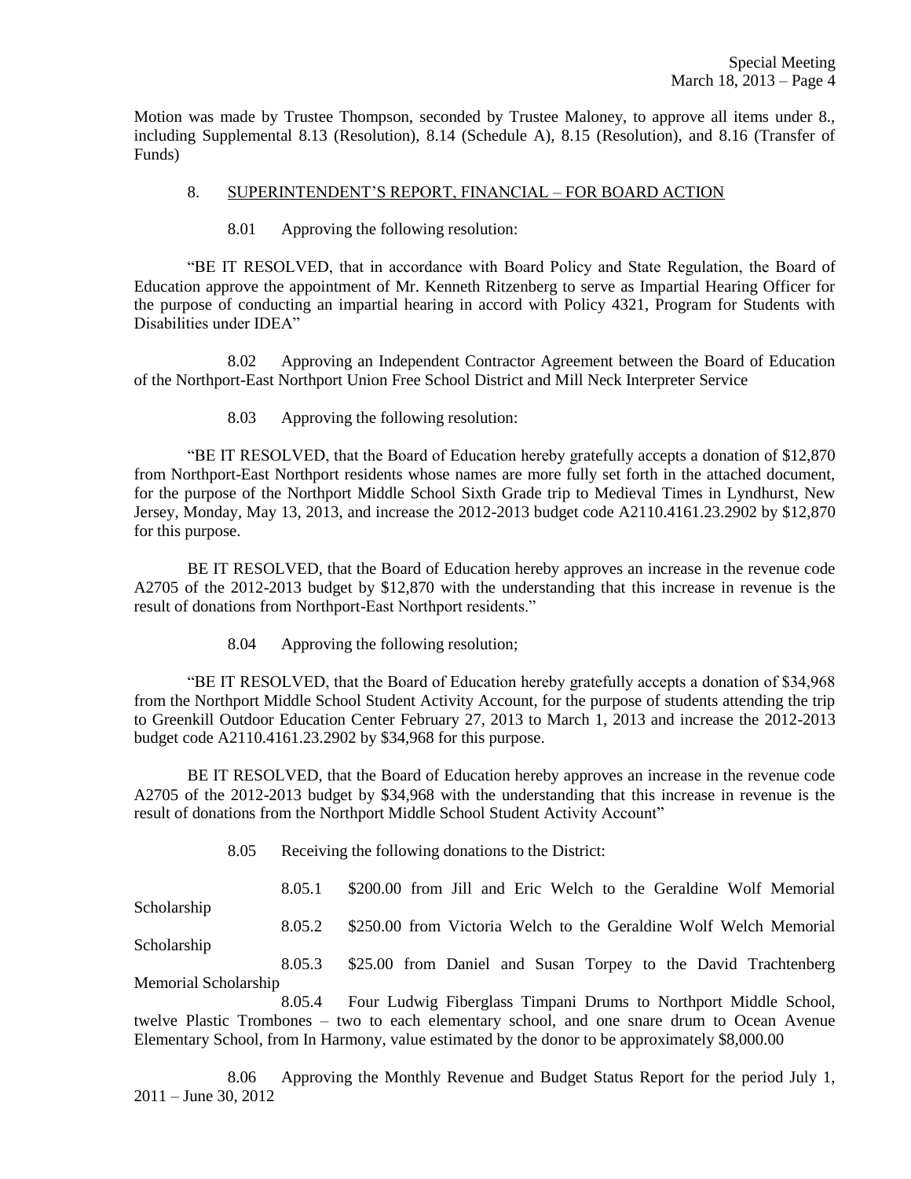Motion was made by Trustee Thompson, seconded by Trustee Maloney, to approve all items under 8., including Supplemental 8.13 (Resolution), 8.14 (Schedule A), 8.15 (Resolution), and 8.16 (Transfer of Funds)

## 8. SUPERINTENDENT'S REPORT, FINANCIAL – FOR BOARD ACTION

8.01 Approving the following resolution:

"BE IT RESOLVED, that in accordance with Board Policy and State Regulation, the Board of Education approve the appointment of Mr. Kenneth Ritzenberg to serve as Impartial Hearing Officer for the purpose of conducting an impartial hearing in accord with Policy 4321, Program for Students with Disabilities under IDEA"

8.02 Approving an Independent Contractor Agreement between the Board of Education of the Northport-East Northport Union Free School District and Mill Neck Interpreter Service

8.03 Approving the following resolution:

"BE IT RESOLVED, that the Board of Education hereby gratefully accepts a donation of $12,870 from Northport-East Northport residents whose names are more fully set forth in the attached document, for the purpose of the Northport Middle School Sixth Grade trip to Medieval Times in Lyndhurst, New Jersey, Monday, May 13, 2013, and increase the 2012-2013 budget code A2110.4161.23.2902 by $12,870 for this purpose.

BE IT RESOLVED, that the Board of Education hereby approves an increase in the revenue code A2705 of the 2012-2013 budget by $12,870 with the understanding that this increase in revenue is the result of donations from Northport-East Northport residents."

8.04 Approving the following resolution;

"BE IT RESOLVED, that the Board of Education hereby gratefully accepts a donation of $34,968 from the Northport Middle School Student Activity Account, for the purpose of students attending the trip to Greenkill Outdoor Education Center February 27, 2013 to March 1, 2013 and increase the 2012-2013 budget code A2110.4161.23.2902 by $34,968 for this purpose.

BE IT RESOLVED, that the Board of Education hereby approves an increase in the revenue code A2705 of the 2012-2013 budget by $34,968 with the understanding that this increase in revenue is the result of donations from the Northport Middle School Student Activity Account"

8.05 Receiving the following donations to the District:

8.05.1 $200.00 from Jill and Eric Welch to the Geraldine Wolf Memorial Scholarship

8.05.2 $250.00 from Victoria Welch to the Geraldine Wolf Welch Memorial Scholarship

8.05.3 $25.00 from Daniel and Susan Torpey to the David Trachtenberg Memorial Scholarship

8.05.4 Four Ludwig Fiberglass Timpani Drums to Northport Middle School, twelve Plastic Trombones – two to each elementary school, and one snare drum to Ocean Avenue Elementary School, from In Harmony, value estimated by the donor to be approximately $8,000.00

8.06 Approving the Monthly Revenue and Budget Status Report for the period July 1, 2011 – June 30, 2012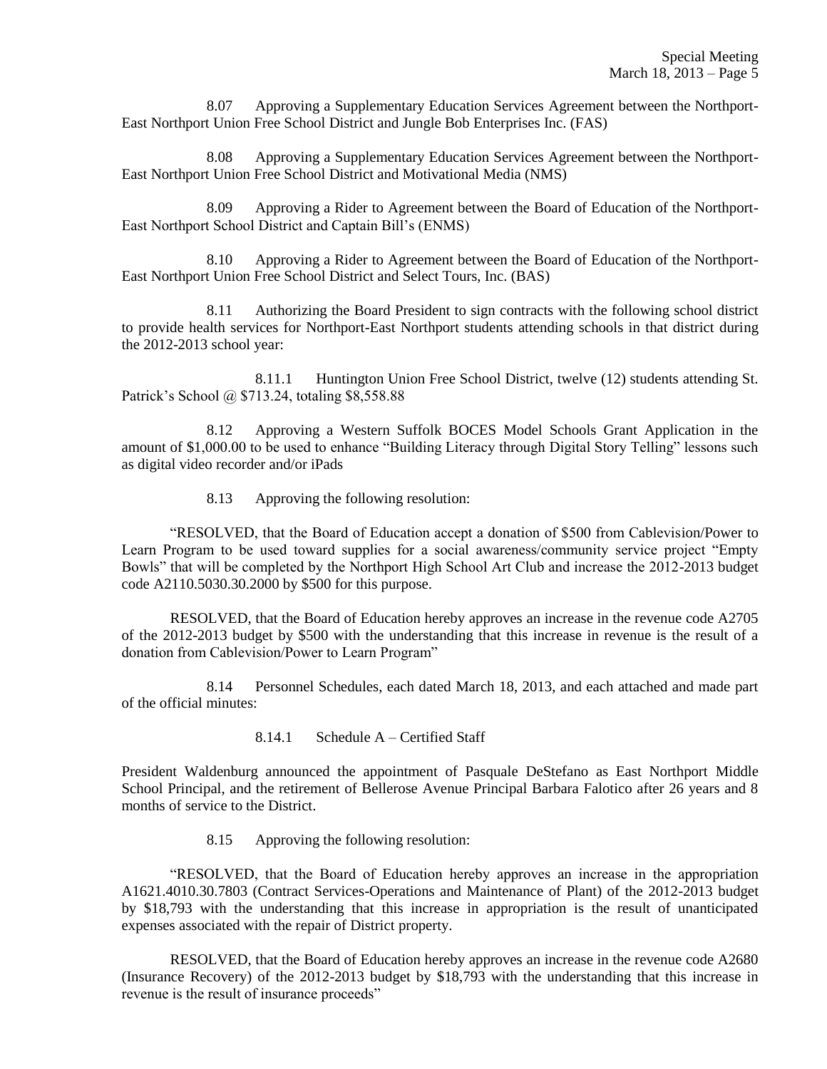8.07 Approving a Supplementary Education Services Agreement between the Northport-East Northport Union Free School District and Jungle Bob Enterprises Inc. (FAS)

8.08 Approving a Supplementary Education Services Agreement between the Northport-East Northport Union Free School District and Motivational Media (NMS)

8.09 Approving a Rider to Agreement between the Board of Education of the Northport-East Northport School District and Captain Bill's (ENMS)

8.10 Approving a Rider to Agreement between the Board of Education of the Northport-East Northport Union Free School District and Select Tours, Inc. (BAS)

8.11 Authorizing the Board President to sign contracts with the following school district to provide health services for Northport-East Northport students attending schools in that district during the 2012-2013 school year:

8.11.1 Huntington Union Free School District, twelve (12) students attending St. Patrick's School @ $713.24, totaling $8,558.88

8.12 Approving a Western Suffolk BOCES Model Schools Grant Application in the amount of $1,000.00 to be used to enhance "Building Literacy through Digital Story Telling" lessons such as digital video recorder and/or iPads

8.13 Approving the following resolution:

"RESOLVED, that the Board of Education accept a donation of $500 from Cablevision/Power to Learn Program to be used toward supplies for a social awareness/community service project "Empty Bowls" that will be completed by the Northport High School Art Club and increase the 2012-2013 budget code A2110.5030.30.2000 by $500 for this purpose.

RESOLVED, that the Board of Education hereby approves an increase in the revenue code A2705 of the 2012-2013 budget by $500 with the understanding that this increase in revenue is the result of a donation from Cablevision/Power to Learn Program"

8.14 Personnel Schedules, each dated March 18, 2013, and each attached and made part of the official minutes:

8.14.1 Schedule A – Certified Staff

President Waldenburg announced the appointment of Pasquale DeStefano as East Northport Middle School Principal, and the retirement of Bellerose Avenue Principal Barbara Falotico after 26 years and 8 months of service to the District.

8.15 Approving the following resolution:

"RESOLVED, that the Board of Education hereby approves an increase in the appropriation A1621.4010.30.7803 (Contract Services-Operations and Maintenance of Plant) of the 2012-2013 budget by $18,793 with the understanding that this increase in appropriation is the result of unanticipated expenses associated with the repair of District property.

RESOLVED, that the Board of Education hereby approves an increase in the revenue code A2680 (Insurance Recovery) of the 2012-2013 budget by $18,793 with the understanding that this increase in revenue is the result of insurance proceeds"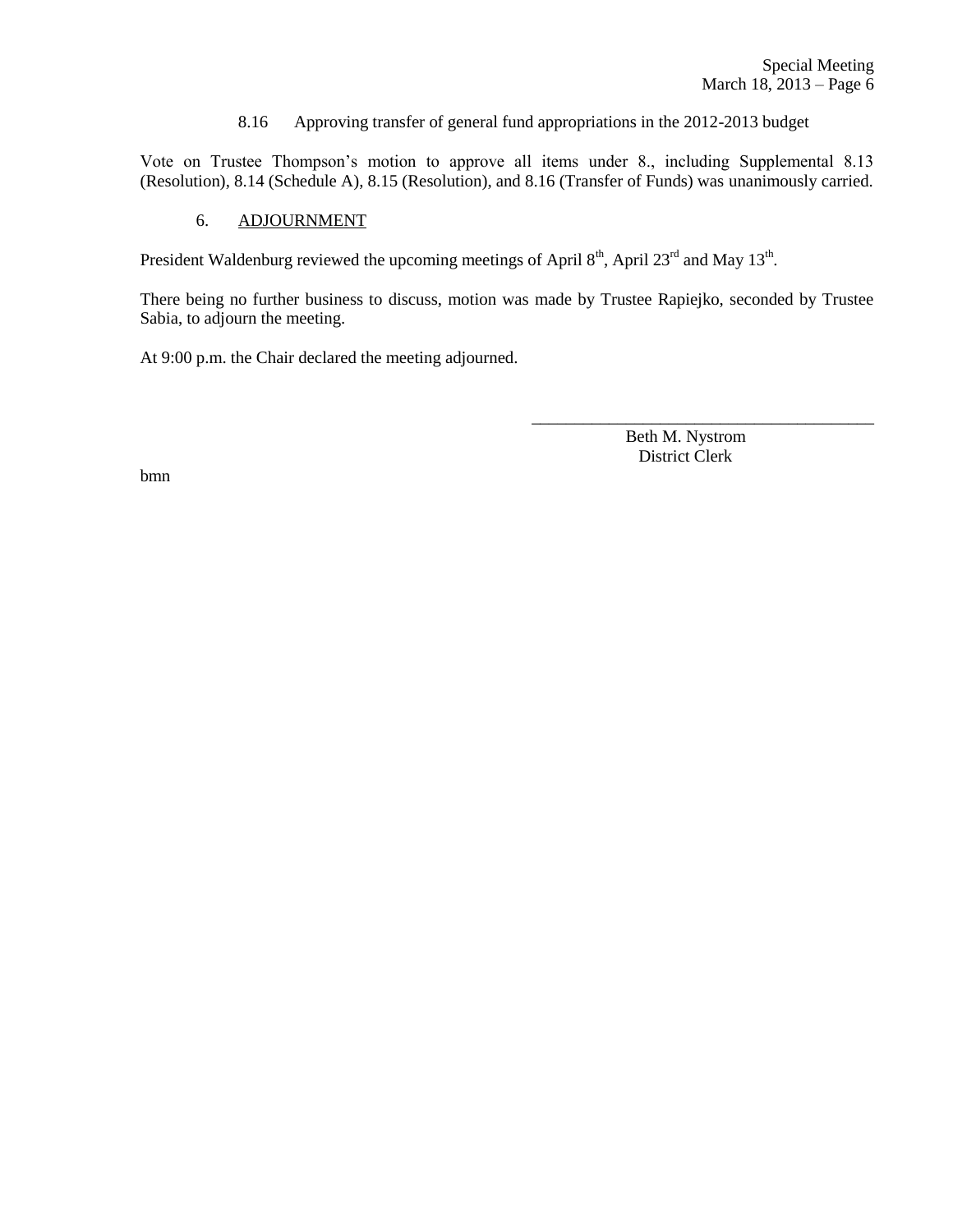8.16 Approving transfer of general fund appropriations in the 2012-2013 budget

Vote on Trustee Thompson's motion to approve all items under 8., including Supplemental 8.13 (Resolution), 8.14 (Schedule A), 8.15 (Resolution), and 8.16 (Transfer of Funds) was unanimously carried.

6. ADJOURNMENT

President Waldenburg reviewed the upcoming meetings of April 8th, April 23rd and May 13th.

There being no further business to discuss, motion was made by Trustee Rapiejko, seconded by Trustee Sabia, to adjourn the meeting.

At 9:00 p.m. the Chair declared the meeting adjourned.

\_\_\_\_\_\_\_\_\_\_\_\_\_\_\_\_\_\_\_\_\_\_\_\_\_\_\_\_\_\_\_\_\_\_\_\_\_\_\_\_

Beth M. Nystrom
District Clerk

bmn